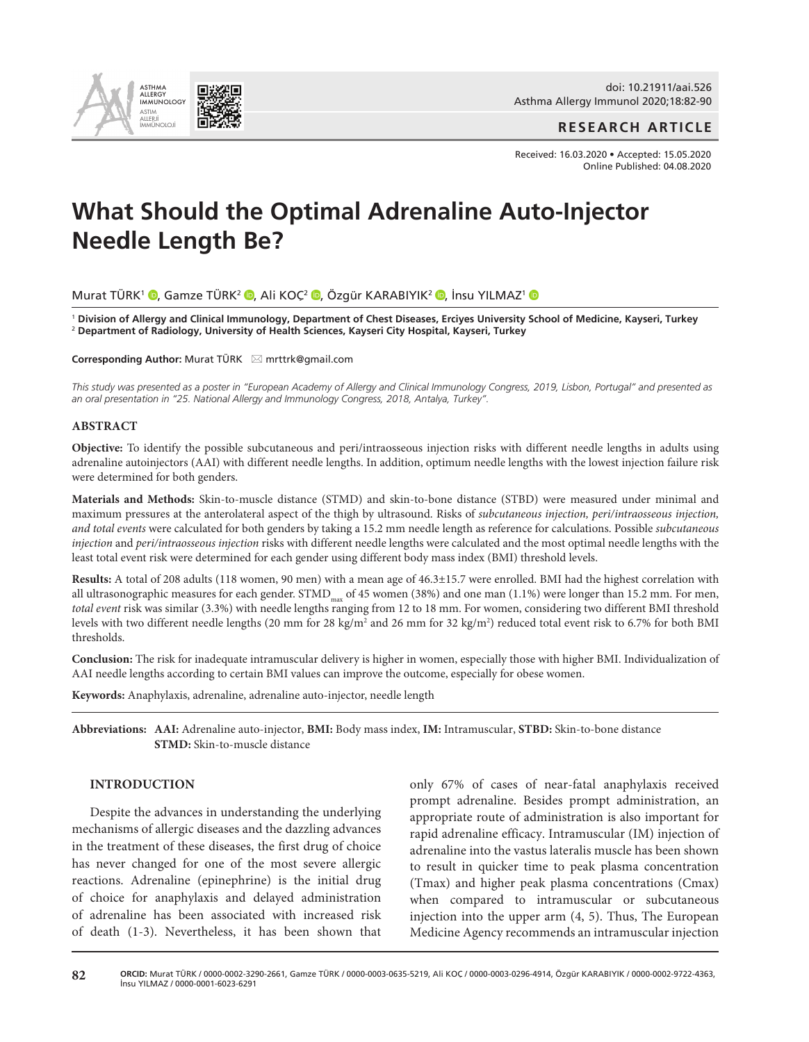doi: 10.21911/aai.526

**RESEARCH ARTICLE**

Received: 16.03.2020 • Accepted: 15.05.2020
Online Published: 04.08.2020

# What Should the Optimal Adrenaline Auto-Injector Needle Length Be?

Murat TÜRK[1], Gamze TÜRK[2], Ali KOÇ[2], Özgür KARABIYIK[2], İnsu YILMAZ[1]

[1] **Division of Allergy and Clinical Immunology, Department of Chest Diseases, Erciyes University School of Medicine, Kayseri, Turkey**
[2] **Department of Radiology, University of Health Sciences, Kayseri City Hospital, Kayseri, Turkey**

**Corresponding Author:** Murat TÜRK ✉ mrttrk@gmail.com

*This study was presented as a poster in "European Academy of Allergy and Clinical Immunology Congress, 2019, Lisbon, Portugal" and presented as an oral presentation in "25. National Allergy and Immunology Congress, 2018, Antalya, Turkey".*

## ABSTRACT

**Objective:** To identify the possible subcutaneous and peri/intraosseous injection risks with different needle lengths in adults using adrenaline autoinjectors (AAI) with different needle lengths. In addition, optimum needle lengths with the lowest injection failure risk were determined for both genders.

**Materials and Methods:** Skin-to-muscle distance (STMD) and skin-to-bone distance (STBD) were measured under minimal and maximum pressures at the anterolateral aspect of the thigh by ultrasound. Risks of *subcutaneous injection, peri/intraosseous injection, and total events* were calculated for both genders by taking a 15.2 mm needle length as reference for calculations. Possible *subcutaneous injection* and *peri/intraosseous injection* risks with different needle lengths were calculated and the most optimal needle lengths with the least total event risk were determined for each gender using different body mass index (BMI) threshold levels.

**Results:** A total of 208 adults (118 women, 90 men) with a mean age of 46.3±15.7 were enrolled. BMI had the highest correlation with all ultrasonographic measures for each gender. $STMD_{max}$ of 45 women (38%) and one man (1.1%) were longer than 15.2 mm. For men, *total event* risk was similar (3.3%) with needle lengths ranging from 12 to 18 mm. For women, considering two different BMI threshold levels with two different needle lengths (20 mm for 28 kg/m$^2$ and 26 mm for 32 kg/m$^2$) reduced total event risk to 6.7% for both BMI thresholds.

**Conclusion:** The risk for inadequate intramuscular delivery is higher in women, especially those with higher BMI. Individualization of AAI needle lengths according to certain BMI values can improve the outcome, especially for obese women.

**Keywords:** Anaphylaxis, adrenaline, adrenaline auto-injector, needle length

**Abbreviations:** **AAI:** Adrenaline auto-injector, **BMI:** Body mass index, **IM:** Intramuscular, **STBD:** Skin-to-bone distance **STMD:** Skin-to-muscle distance

## INTRODUCTION

Despite the advances in understanding the underlying mechanisms of allergic diseases and the dazzling advances in the treatment of these diseases, the first drug of choice has never changed for one of the most severe allergic reactions. Adrenaline (epinephrine) is the initial drug of choice for anaphylaxis and delayed administration of adrenaline has been associated with increased risk of death (1-3). Nevertheless, it has been shown that only 67% of cases of near-fatal anaphylaxis received prompt adrenaline. Besides prompt administration, an appropriate route of administration is also important for rapid adrenaline efficacy. Intramuscular (IM) injection of adrenaline into the vastus lateralis muscle has been shown to result in quicker time to peak plasma concentration (Tmax) and higher peak plasma concentrations (Cmax) when compared to intramuscular or subcutaneous injection into the upper arm (4, 5). Thus, The European Medicine Agency recommends an intramuscular injection

**ORCID:** Murat TÜRK / 0000-0002-3290-2661, Gamze TÜRK / 0000-0003-0635-5219, Ali KOÇ / 0000-0003-0296-4914, Özgür KARABIYIK / 0000-0002-9722-4363, İnsu YILMAZ / 0000-0001-6023-6291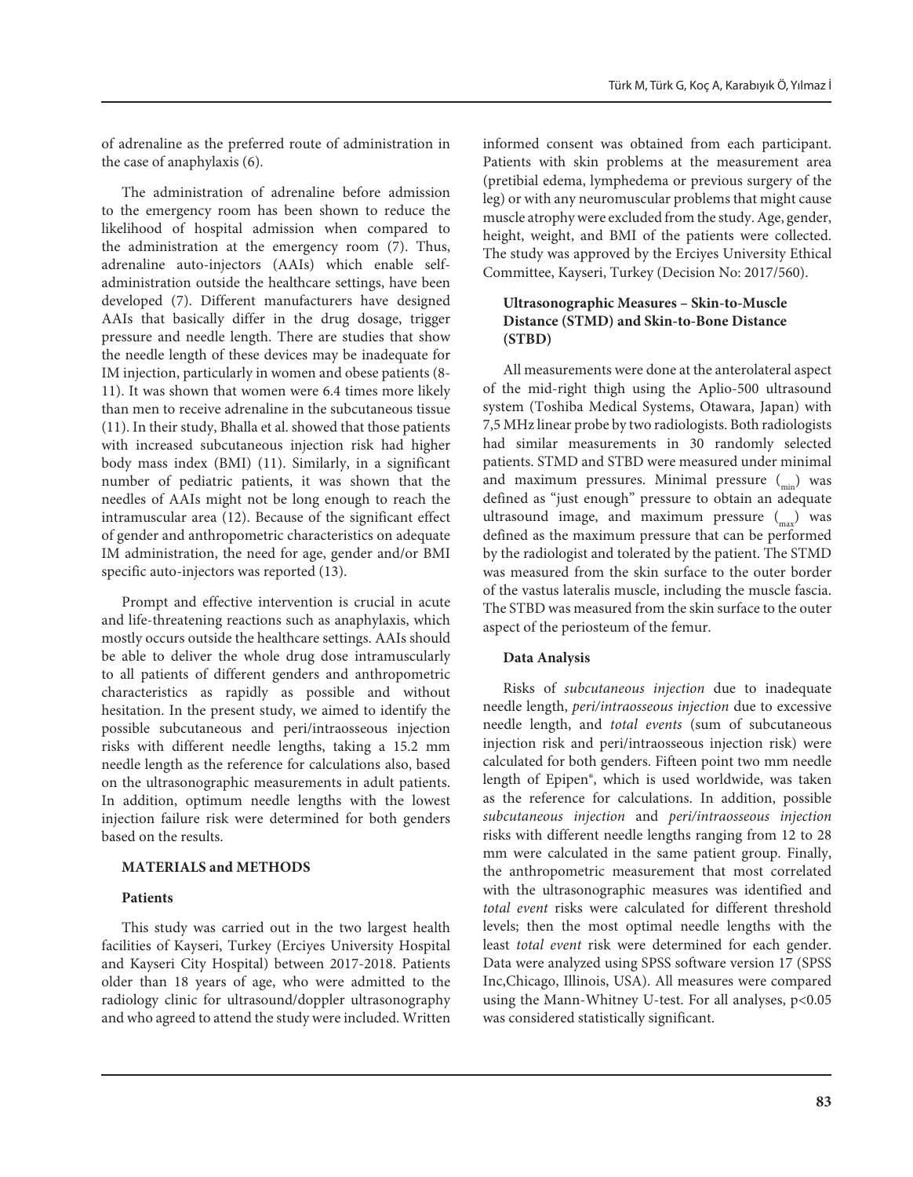of adrenaline as the preferred route of administration in the case of anaphylaxis (6).

The administration of adrenaline before admission to the emergency room has been shown to reduce the likelihood of hospital admission when compared to the administration at the emergency room (7). Thus, adrenaline auto-injectors (AAIs) which enable self-administration outside the healthcare settings, have been developed (7). Different manufacturers have designed AAIs that basically differ in the drug dosage, trigger pressure and needle length. There are studies that show the needle length of these devices may be inadequate for IM injection, particularly in women and obese patients (8-11). It was shown that women were 6.4 times more likely than men to receive adrenaline in the subcutaneous tissue (11). In their study, Bhalla et al. showed that those patients with increased subcutaneous injection risk had higher body mass index (BMI) (11). Similarly, in a significant number of pediatric patients, it was shown that the needles of AAIs might not be long enough to reach the intramuscular area (12). Because of the significant effect of gender and anthropometric characteristics on adequate IM administration, the need for age, gender and/or BMI specific auto-injectors was reported (13).

Prompt and effective intervention is crucial in acute and life-threatening reactions such as anaphylaxis, which mostly occurs outside the healthcare settings. AAIs should be able to deliver the whole drug dose intramuscularly to all patients of different genders and anthropometric characteristics as rapidly as possible and without hesitation. In the present study, we aimed to identify the possible subcutaneous and peri/intraosseous injection risks with different needle lengths, taking a 15.2 mm needle length as the reference for calculations also, based on the ultrasonographic measurements in adult patients. In addition, optimum needle lengths with the lowest injection failure risk were determined for both genders based on the results.

## MATERIALS and METHODS

### Patients

This study was carried out in the two largest health facilities of Kayseri, Turkey (Erciyes University Hospital and Kayseri City Hospital) between 2017-2018. Patients older than 18 years of age, who were admitted to the radiology clinic for ultrasound/doppler ultrasonography and who agreed to attend the study were included. Written informed consent was obtained from each participant. Patients with skin problems at the measurement area (pretibial edema, lymphedema or previous surgery of the leg) or with any neuromuscular problems that might cause muscle atrophy were excluded from the study. Age, gender, height, weight, and BMI of the patients were collected. The study was approved by the Erciyes University Ethical Committee, Kayseri, Turkey (Decision No: 2017/560).

### Ultrasonographic Measures – Skin-to-Muscle Distance (STMD) and Skin-to-Bone Distance (STBD)

All measurements were done at the anterolateral aspect of the mid-right thigh using the Aplio-500 ultrasound system (Toshiba Medical Systems, Otawara, Japan) with 7,5 MHz linear probe by two radiologists. Both radiologists had similar measurements in 30 randomly selected patients. STMD and STBD were measured under minimal and maximum pressures. Minimal pressure ($_{min}$) was defined as "just enough" pressure to obtain an adequate ultrasound image, and maximum pressure ($_{max}$) was defined as the maximum pressure that can be performed by the radiologist and tolerated by the patient. The STMD was measured from the skin surface to the outer border of the vastus lateralis muscle, including the muscle fascia. The STBD was measured from the skin surface to the outer aspect of the periosteum of the femur.

### Data Analysis

Risks of *subcutaneous injection* due to inadequate needle length, *peri/intraosseous injection* due to excessive needle length, and *total events* (sum of subcutaneous injection risk and peri/intraosseous injection risk) were calculated for both genders. Fifteen point two mm needle length of Epipen®, which is used worldwide, was taken as the reference for calculations. In addition, possible *subcutaneous injection* and *peri/intraosseous injection* risks with different needle lengths ranging from 12 to 28 mm were calculated in the same patient group. Finally, the anthropometric measurement that most correlated with the ultrasonographic measures was identified and *total event* risks were calculated for different threshold levels; then the most optimal needle lengths with the least *total event* risk were determined for each gender. Data were analyzed using SPSS software version 17 (SPSS Inc,Chicago, Illinois, USA). All measures were compared using the Mann-Whitney U-test. For all analyses, $p<0.05$ was considered statistically significant.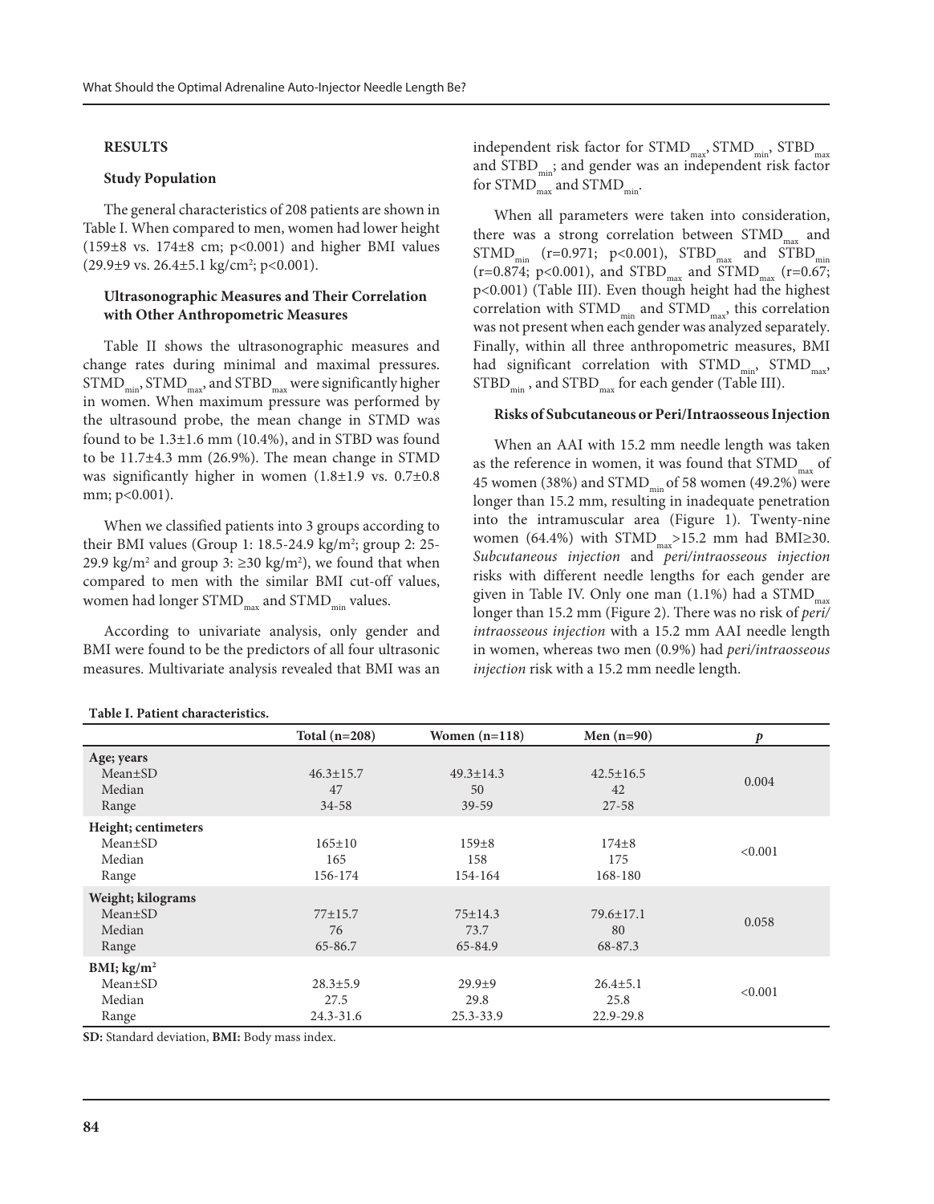## RESULTS

### Study Population

The general characteristics of 208 patients are shown in Table I. When compared to men, women had lower height (159±8 vs. 174±8 cm; p<0.001) and higher BMI values (29.9±9 vs. 26.4±5.1 kg/cm$^2$; p<0.001).

### Ultrasonographic Measures and Their Correlation with Other Anthropometric Measures

Table II shows the ultrasonographic measures and change rates during minimal and maximal pressures. $STMD_{min}$, $STMD_{max}$, and $STBD_{max}$ were significantly higher in women. When maximum pressure was performed by the ultrasound probe, the mean change in STMD was found to be 1.3±1.6 mm (10.4%), and in STBD was found to be 11.7±4.3 mm (26.9%). The mean change in STMD was significantly higher in women (1.8±1.9 vs. 0.7±0.8 mm; p<0.001).

When we classified patients into 3 groups according to their BMI values (Group 1: 18.5-24.9 kg/m$^2$; group 2: 25-29.9 kg/m$^2$ and group 3: ≥30 kg/m$^2$), we found that when compared to men with the similar BMI cut-off values, women had longer $STMD_{max}$ and $STMD_{min}$ values.

According to univariate analysis, only gender and BMI were found to be the predictors of all four ultrasonic measures. Multivariate analysis revealed that BMI was an independent risk factor for $STMD_{max}$, $STMD_{min}$, $STBD_{max}$ and $STBD_{min}$; and gender was an independent risk factor for $STMD_{max}$ and $STMD_{min}$.

When all parameters were taken into consideration, there was a strong correlation between $STMD_{max}$ and $STMD_{min}$ (r=0.971; p<0.001), $STBD_{max}$ and $STBD_{min}$ (r=0.874; p<0.001), and $STBD_{max}$ and $STMD_{max}$ (r=0.67; p<0.001) (Table III). Even though height had the highest correlation with $STMD_{min}$ and $STMD_{max}$, this correlation was not present when each gender was analyzed separately. Finally, within all three anthropometric measures, BMI had significant correlation with $STMD_{min}$, $STMD_{max}$, $STBD_{min}$, and $STBD_{max}$ for each gender (Table III).

### Risks of Subcutaneous or Peri/Intraosseous Injection

When an AAI with 15.2 mm needle length was taken as the reference in women, it was found that $STMD_{max}$ of 45 women (38%) and $STMD_{min}$ of 58 women (49.2%) were longer than 15.2 mm, resulting in inadequate penetration into the intramuscular area (Figure 1). Twenty-nine women (64.4%) with $STMD_{max}$>15.2 mm had BMI≥30. *Subcutaneous injection* and *peri/intraosseous injection* risks with different needle lengths for each gender are given in Table IV. Only one man (1.1%) had a $STMD_{max}$ longer than 15.2 mm (Figure 2). There was no risk of *peri/intraosseous injection* with a 15.2 mm AAI needle length in women, whereas two men (0.9%) had *peri/intraosseous injection* risk with a 15.2 mm needle length.

**Table I. Patient characteristics.**

| | Total (n=208) | Women (n=118) | Men (n=90) | *p* |
|---|---|---|---|---|
| **Age; years** | | | | |
| Mean±SD | 46.3±15.7 | 49.3±14.3 | 42.5±16.5 | 0.004 |
| Median | 47 | 50 | 42 | |
| Range | 34-58 | 39-59 | 27-58 | |
| **Height; centimeters** | | | | |
| Mean±SD | 165±10 | 159±8 | 174±8 | <0.001 |
| Median | 165 | 158 | 175 | |
| Range | 156-174 | 154-164 | 168-180 | |
| **Weight; kilograms** | | | | |
| Mean±SD | 77±15.7 | 75±14.3 | 79.6±17.1 | 0.058 |
| Median | 76 | 73.7 | 80 | |
| Range | 65-86.7 | 65-84.9 | 68-87.3 | |
| **BMI; kg/m$^2$** | | | | |
| Mean±SD | 28.3±5.9 | 29.9±9 | 26.4±5.1 | <0.001 |
| Median | 27.5 | 29.8 | 25.8 | |
| Range | 24.3-31.6 | 25.3-33.9 | 22.9-29.8 | |

**SD:** Standard deviation, **BMI:** Body mass index.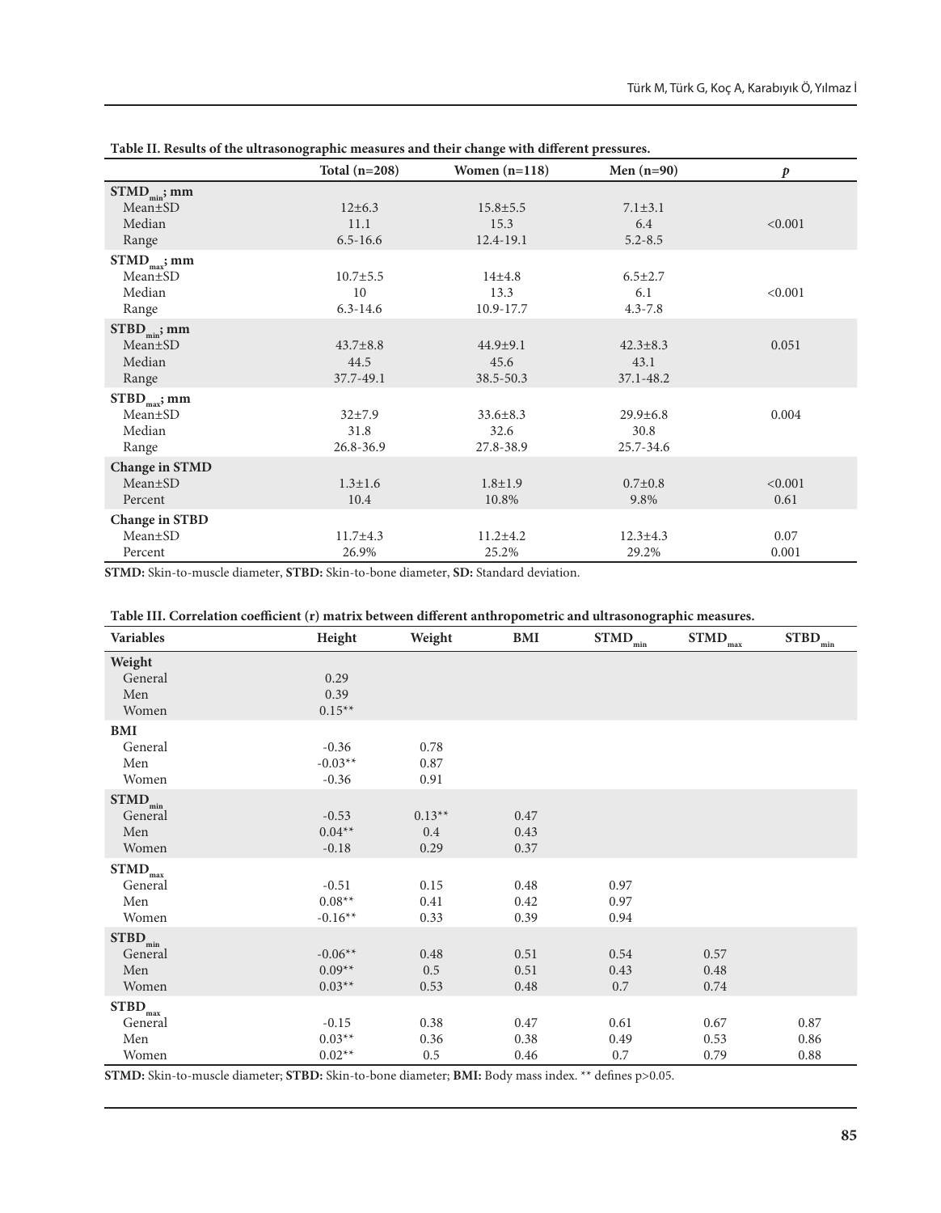**Table II. Results of the ultrasonographic measures and their change with different pressures.**

| | Total (n=208) | Women (n=118) | Men (n=90) | *p* |
|---|---|---|---|---|
| **$STMD_{min}$; mm** | | | | |
| Mean±SD | 12±6.3 | 15.8±5.5 | 7.1±3.1 | |
| Median | 11.1 | 15.3 | 6.4 | <0.001 |
| Range | 6.5-16.6 | 12.4-19.1 | 5.2-8.5 | |
| **$STMD_{max}$; mm** | | | | |
| Mean±SD | 10.7±5.5 | 14±4.8 | 6.5±2.7 | |
| Median | 10 | 13.3 | 6.1 | <0.001 |
| Range | 6.3-14.6 | 10.9-17.7 | 4.3-7.8 | |
| **$STBD_{min}$; mm** | | | | |
| Mean±SD | 43.7±8.8 | 44.9±9.1 | 42.3±8.3 | 0.051 |
| Median | 44.5 | 45.6 | 43.1 | |
| Range | 37.7-49.1 | 38.5-50.3 | 37.1-48.2 | |
| **$STBD_{max}$; mm** | | | | |
| Mean±SD | 32±7.9 | 33.6±8.3 | 29.9±6.8 | 0.004 |
| Median | 31.8 | 32.6 | 30.8 | |
| Range | 26.8-36.9 | 27.8-38.9 | 25.7-34.6 | |
| **Change in STMD** | | | | |
| Mean±SD | 1.3±1.6 | 1.8±1.9 | 0.7±0.8 | <0.001 |
| Percent | 10.4 | 10.8% | 9.8% | 0.61 |
| **Change in STBD** | | | | |
| Mean±SD | 11.7±4.3 | 11.2±4.2 | 12.3±4.3 | 0.07 |
| Percent | 26.9% | 25.2% | 29.2% | 0.001 |

**STMD:** Skin-to-muscle diameter, **STBD:** Skin-to-bone diameter, **SD:** Standard deviation.

**Table III. Correlation coefficient (r) matrix between different anthropometric and ultrasonographic measures.**

| Variables | Height | Weight | BMI | $STMD_{min}$ | $STMD_{max}$ | $STBD_{min}$ |
|---|---|---|---|---|---|---|
| **Weight** | | | | | | |
| General | 0.29 | | | | | |
| Men | 0.39 | | | | | |
| Women | 0.15** | | | | | |
| **BMI** | | | | | | |
| General | -0.36 | 0.78 | | | | |
| Men | -0.03** | 0.87 | | | | |
| Women | -0.36 | 0.91 | | | | |
| **$STMD_{min}$** | | | | | | |
| General | -0.53 | 0.13** | 0.47 | | | |
| Men | 0.04** | 0.4 | 0.43 | | | |
| Women | -0.18 | 0.29 | 0.37 | | | |
| **$STMD_{max}$** | | | | | | |
| General | -0.51 | 0.15 | 0.48 | 0.97 | | |
| Men | 0.08** | 0.41 | 0.42 | 0.97 | | |
| Women | -0.16** | 0.33 | 0.39 | 0.94 | | |
| **$STBD_{min}$** | | | | | | |
| General | -0.06** | 0.48 | 0.51 | 0.54 | 0.57 | |
| Men | 0.09** | 0.5 | 0.51 | 0.43 | 0.48 | |
| Women | 0.03** | 0.53 | 0.48 | 0.7 | 0.74 | |
| **$STBD_{max}$** | | | | | | |
| General | -0.15 | 0.38 | 0.47 | 0.61 | 0.67 | 0.87 |
| Men | 0.03** | 0.36 | 0.38 | 0.49 | 0.53 | 0.86 |
| Women | 0.02** | 0.5 | 0.46 | 0.7 | 0.79 | 0.88 |

**STMD:** Skin-to-muscle diameter; **STBD:** Skin-to-bone diameter; **BMI:** Body mass index. ** defines p>0.05.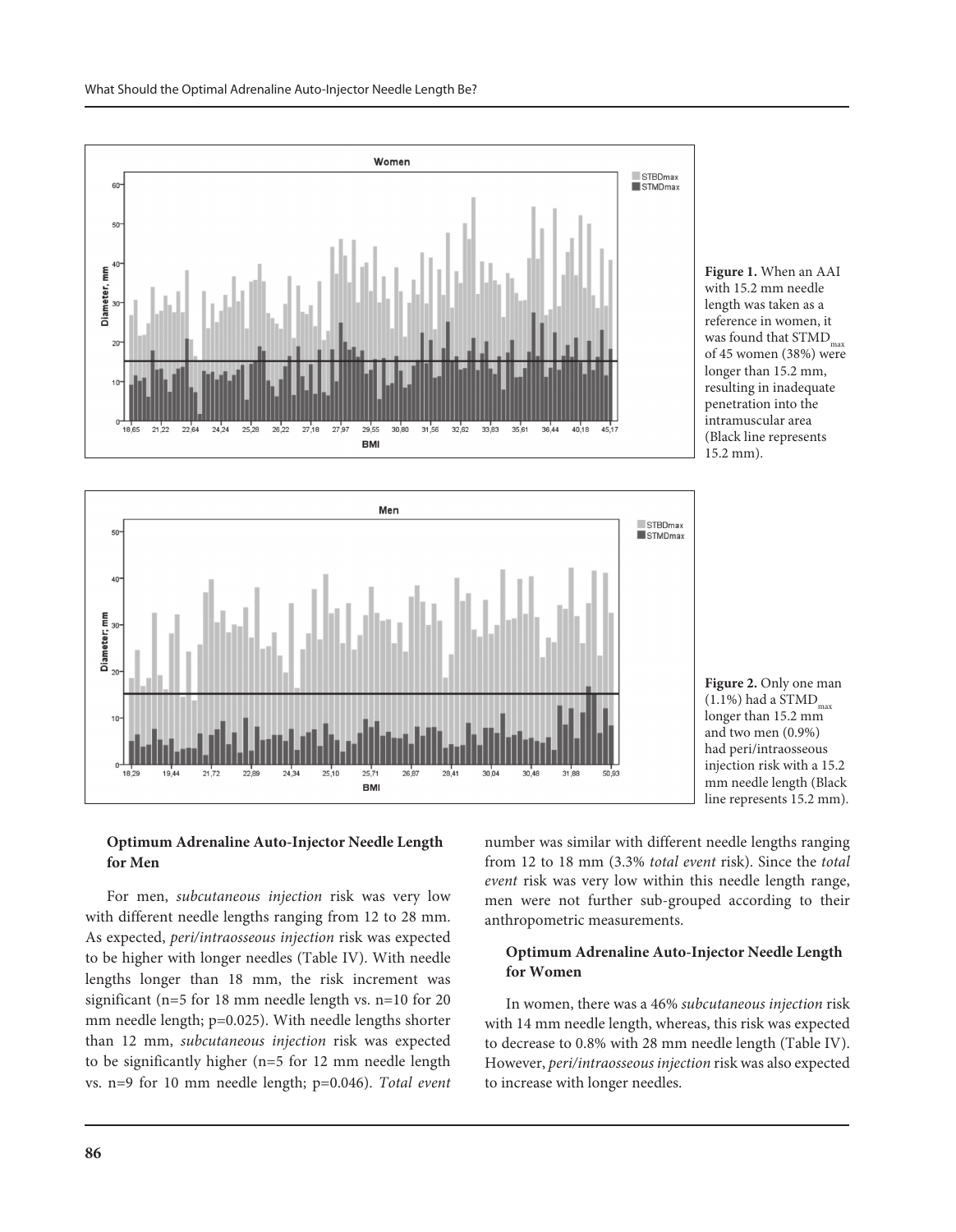**Figure 1.** When an AAI with 15.2 mm needle length was taken as a reference in women, it was found that $STMD_{max}$ of 45 women (38%) were longer than 15.2 mm, resulting in inadequate penetration into the intramuscular area (Black line represents 15.2 mm).

**Figure 2.** Only one man (1.1%) had a $STMD_{max}$ longer than 15.2 mm and two men (0.9%) had peri/intraosseous injection risk with a 15.2 mm needle length (Black line represents 15.2 mm).

### Optimum Adrenaline Auto-Injector Needle Length for Men

For men, *subcutaneous injection* risk was very low with different needle lengths ranging from 12 to 28 mm. As expected, *peri/intraosseous injection* risk was expected to be higher with longer needles (Table IV). With needle lengths longer than 18 mm, the risk increment was significant (n=5 for 18 mm needle length vs. n=10 for 20 mm needle length; p=0.025). With needle lengths shorter than 12 mm, *subcutaneous injection* risk was expected to be significantly higher (n=5 for 12 mm needle length vs. n=9 for 10 mm needle length; p=0.046). *Total event* number was similar with different needle lengths ranging from 12 to 18 mm (3.3% *total event* risk). Since the *total event* risk was very low within this needle length range, men were not further sub-grouped according to their anthropometric measurements.

### Optimum Adrenaline Auto-Injector Needle Length for Women

In women, there was a 46% *subcutaneous injection* risk with 14 mm needle length, whereas, this risk was expected to decrease to 0.8% with 28 mm needle length (Table IV). However, *peri/intraosseous injection* risk was also expected to increase with longer needles.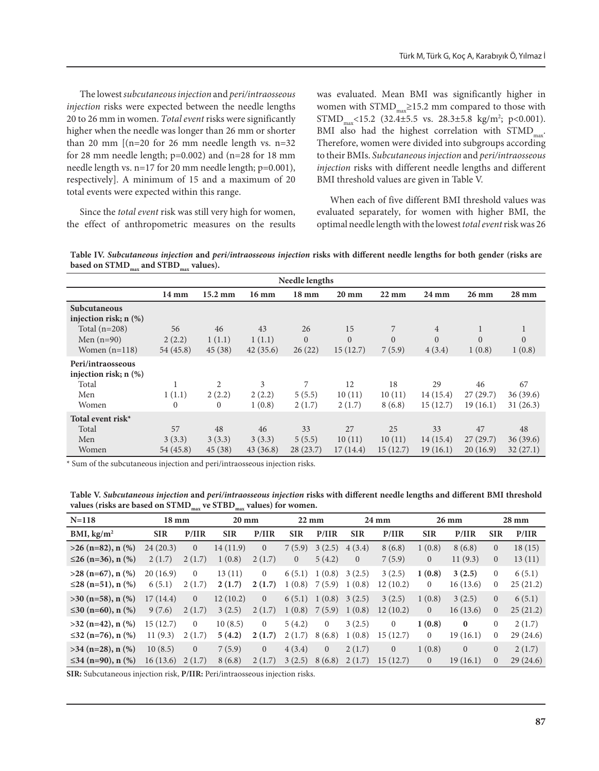The lowest *subcutaneous injection* and *peri/intraosseous injection* risks were expected between the needle lengths 20 to 26 mm in women. *Total event* risks were significantly higher when the needle was longer than 26 mm or shorter than 20 mm [(n=20 for 26 mm needle length vs. n=32 for 28 mm needle length; p=0.002) and (n=28 for 18 mm needle length vs. n=17 for 20 mm needle length; p=0.001), respectively]. A minimum of 15 and a maximum of 20 total events were expected within this range.

Since the *total event* risk was still very high for women, the effect of anthropometric measures on the results was evaluated. Mean BMI was significantly higher in women with $STMD_{max}$≥15.2 mm compared to those with $STMD_{max}$<15.2 (32.4±5.5 vs. 28.3±5.8 kg/m$^2$; p<0.001). BMI also had the highest correlation with $STMD_{max}$. Therefore, women were divided into subgroups according to their BMIs. *Subcutaneous injection* and *peri/intraosseous injection* risks with different needle lengths and different BMI threshold values are given in Table V.

When each of five different BMI threshold values was evaluated separately, for women with higher BMI, the optimal needle length with the lowest *total event* risk was 26

**Table IV. *Subcutaneous injection* and *peri/intraosseous injection* risks with different needle lengths for both gender (risks are based on $STMD_{max}$ and $STBD_{max}$ values).**

| | Needle lengths | | | | | | | | |
|---|---|---|---|---|---|---|---|---|---|
| | 14 mm | 15.2 mm | 16 mm | 18 mm | 20 mm | 22 mm | 24 mm | 26 mm | 28 mm |
| **Subcutaneous injection risk; n (%)** | | | | | | | | | |
| Total (n=208) | 56 | 46 | 43 | 26 | 15 | 7 | 4 | 1 | 1 |
| Men (n=90) | 2 (2.2) | 1 (1.1) | 1 (1.1) | 0 | 0 | 0 | 0 | 0 | 0 |
| Women (n=118) | 54 (45.8) | 45 (38) | 42 (35.6) | 26 (22) | 15 (12.7) | 7 (5.9) | 4 (3.4) | 1 (0.8) | 1 (0.8) |
| **Peri/intraosseous injection risk; n (%)** | | | | | | | | | |
| Total | 1 | 2 | 3 | 7 | 12 | 18 | 29 | 46 | 67 |
| Men | 1 (1.1) | 2 (2.2) | 2 (2.2) | 5 (5.5) | 10 (11) | 10 (11) | 14 (15.4) | 27 (29.7) | 36 (39.6) |
| Women | 0 | 0 | 1 (0.8) | 2 (1.7) | 2 (1.7) | 8 (6.8) | 15 (12.7) | 19 (16.1) | 31 (26.3) |
| **Total event risk*** | | | | | | | | | |
| Total | 57 | 48 | 46 | 33 | 27 | 25 | 33 | 47 | 48 |
| Men | 3 (3.3) | 3 (3.3) | 3 (3.3) | 5 (5.5) | 10 (11) | 10 (11) | 14 (15.4) | 27 (29.7) | 36 (39.6) |
| Women | 54 (45.8) | 45 (38) | 43 (36.8) | 28 (23.7) | 17 (14.4) | 15 (12.7) | 19 (16.1) | 20 (16.9) | 32 (27.1) |

* Sum of the subcutaneous injection and peri/intraosseous injection risks.

**Table V. *Subcutaneous injection* and *peri/intraosseous injection* risks with different needle lengths and different BMI threshold values (risks are based on $STMD_{max}$ ve $STBD_{max}$ values) for women.**

| N=118 | 18 mm | | 20 mm | | 22 mm | | 24 mm | | 26 mm | | 28 mm | |
|---|---|---|---|---|---|---|---|---|---|---|---|---|
| BMI, kg/m$^2$ | SIR | P/IIR | SIR | P/IIR | SIR | P/IIR | SIR | P/IIR | SIR | P/IIR | SIR | P/IIR |
| >26 (n=82), n (%) | 24 (20.3) | 0 | 14 (11.9) | 0 | 7 (5.9) | 3 (2.5) | 4 (3.4) | 8 (6.8) | 1 (0.8) | 8 (6.8) | 0 | 18 (15) |
| ≤26 (n=36), n (%) | 2 (1.7) | 2 (1.7) | 1 (0.8) | 2 (1.7) | 0 | 5 (4.2) | 0 | 7 (5.9) | 0 | 11 (9.3) | 0 | 13 (11) |
| >28 (n=67), n (%) | 20 (16.9) | 0 | 13 (11) | 0 | 6 (5.1) | 1 (0.8) | 3 (2.5) | 3 (2.5) | **1 (0.8)** | **3 (2.5)** | 0 | 6 (5.1) |
| ≤28 (n=51), n (%) | 6 (5.1) | 2 (1.7) | **2 (1.7)** | **2 (1.7)** | 1 (0.8) | 7 (5.9) | 1 (0.8) | 12 (10.2) | 0 | 16 (13.6) | 0 | 25 (21.2) |
| >30 (n=58), n (%) | 17 (14.4) | 0 | 12 (10.2) | 0 | 6 (5.1) | 1 (0.8) | 3 (2.5) | 3 (2.5) | 1 (0.8) | 3 (2.5) | 0 | 6 (5.1) |
| ≤30 (n=60), n (%) | 9 (7.6) | 2 (1.7) | 3 (2.5) | 2 (1.7) | 1 (0.8) | 7 (5.9) | 1 (0.8) | 12 (10.2) | 0 | 16 (13.6) | 0 | 25 (21.2) |
| >32 (n=42), n (%) | 15 (12.7) | 0 | 10 (8.5) | 0 | 5 (4.2) | 0 | 3 (2.5) | 0 | **1 (0.8)** | **0** | 0 | 2 (1.7) |
| ≤32 (n=76), n (%) | 11 (9.3) | 2 (1.7) | **5 (4.2)** | **2 (1.7)** | 2 (1.7) | 8 (6.8) | 1 (0.8) | 15 (12.7) | 0 | 19 (16.1) | 0 | 29 (24.6) |
| >34 (n=28), n (%) | 10 (8.5) | 0 | 7 (5.9) | 0 | 4 (3.4) | 0 | 2 (1.7) | 0 | 1 (0.8) | 0 | 0 | 2 (1.7) |
| ≤34 (n=90), n (%) | 16 (13.6) | 2 (1.7) | 8 (6.8) | 2 (1.7) | 3 (2.5) | 8 (6.8) | 2 (1.7) | 15 (12.7) | 0 | 19 (16.1) | 0 | 29 (24.6) |

**SIR:** Subcutaneous injection risk, **P/IIR:** Peri/intraosseous injection risks.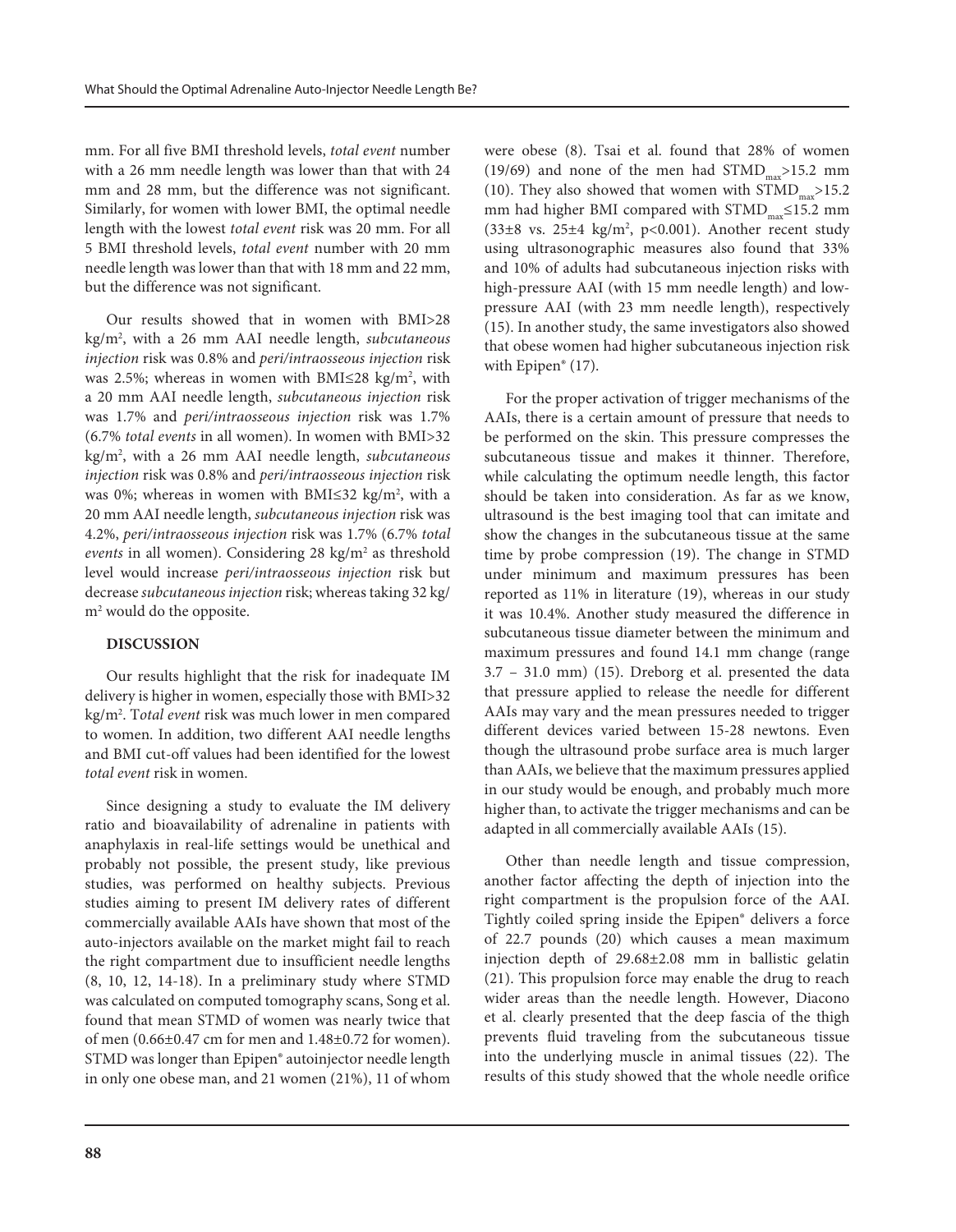mm. For all five BMI threshold levels, *total event* number with a 26 mm needle length was lower than that with 24 mm and 28 mm, but the difference was not significant. Similarly, for women with lower BMI, the optimal needle length with the lowest *total event* risk was 20 mm. For all 5 BMI threshold levels, *total event* number with 20 mm needle length was lower than that with 18 mm and 22 mm, but the difference was not significant.

Our results showed that in women with BMI>28 kg/m$^2$, with a 26 mm AAI needle length, *subcutaneous injection* risk was 0.8% and *peri/intraosseous injection* risk was 2.5%; whereas in women with BMI≤28 kg/m$^2$, with a 20 mm AAI needle length, *subcutaneous injection* risk was 1.7% and *peri/intraosseous injection* risk was 1.7% (6.7% *total events* in all women). In women with BMI>32 kg/m$^2$, with a 26 mm AAI needle length, *subcutaneous injection* risk was 0.8% and *peri/intraosseous injection* risk was 0%; whereas in women with BMI≤32 kg/m$^2$, with a 20 mm AAI needle length, *subcutaneous injection* risk was 4.2%, *peri/intraosseous injection* risk was 1.7% (6.7% *total events* in all women). Considering 28 kg/m$^2$ as threshold level would increase *peri/intraosseous injection* risk but decrease *subcutaneous injection* risk; whereas taking 32 kg/m$^2$ would do the opposite.

**DISCUSSION**

Our results highlight that the risk for inadequate IM delivery is higher in women, especially those with BMI>32 kg/m$^2$. T*otal event* risk was much lower in men compared to women. In addition, two different AAI needle lengths and BMI cut-off values had been identified for the lowest *total event* risk in women.

Since designing a study to evaluate the IM delivery ratio and bioavailability of adrenaline in patients with anaphylaxis in real-life settings would be unethical and probably not possible, the present study, like previous studies, was performed on healthy subjects. Previous studies aiming to present IM delivery rates of different commercially available AAIs have shown that most of the auto-injectors available on the market might fail to reach the right compartment due to insufficient needle lengths (8, 10, 12, 14-18). In a preliminary study where STMD was calculated on computed tomography scans, Song et al. found that mean STMD of women was nearly twice that of men (0.66±0.47 cm for men and 1.48±0.72 for women). STMD was longer than Epipen® autoinjector needle length in only one obese man, and 21 women (21%), 11 of whom were obese (8). Tsai et al. found that 28% of women (19/69) and none of the men had $STMD_{max}$>15.2 mm (10). They also showed that women with $STMD_{max}$>15.2 mm had higher BMI compared with $STMD_{max}$≤15.2 mm (33±8 vs. 25±4 kg/m$^2$, p<0.001). Another recent study using ultrasonographic measures also found that 33% and 10% of adults had subcutaneous injection risks with high-pressure AAI (with 15 mm needle length) and low-pressure AAI (with 23 mm needle length), respectively (15). In another study, the same investigators also showed that obese women had higher subcutaneous injection risk with Epipen® (17).

For the proper activation of trigger mechanisms of the AAIs, there is a certain amount of pressure that needs to be performed on the skin. This pressure compresses the subcutaneous tissue and makes it thinner. Therefore, while calculating the optimum needle length, this factor should be taken into consideration. As far as we know, ultrasound is the best imaging tool that can imitate and show the changes in the subcutaneous tissue at the same time by probe compression (19). The change in STMD under minimum and maximum pressures has been reported as 11% in literature (19), whereas in our study it was 10.4%. Another study measured the difference in subcutaneous tissue diameter between the minimum and maximum pressures and found 14.1 mm change (range 3.7 – 31.0 mm) (15). Dreborg et al. presented the data that pressure applied to release the needle for different AAIs may vary and the mean pressures needed to trigger different devices varied between 15-28 newtons. Even though the ultrasound probe surface area is much larger than AAIs, we believe that the maximum pressures applied in our study would be enough, and probably much more higher than, to activate the trigger mechanisms and can be adapted in all commercially available AAIs (15).

Other than needle length and tissue compression, another factor affecting the depth of injection into the right compartment is the propulsion force of the AAI. Tightly coiled spring inside the Epipen® delivers a force of 22.7 pounds (20) which causes a mean maximum injection depth of 29.68±2.08 mm in ballistic gelatin (21). This propulsion force may enable the drug to reach wider areas than the needle length. However, Diacono et al. clearly presented that the deep fascia of the thigh prevents fluid traveling from the subcutaneous tissue into the underlying muscle in animal tissues (22). The results of this study showed that the whole needle orifice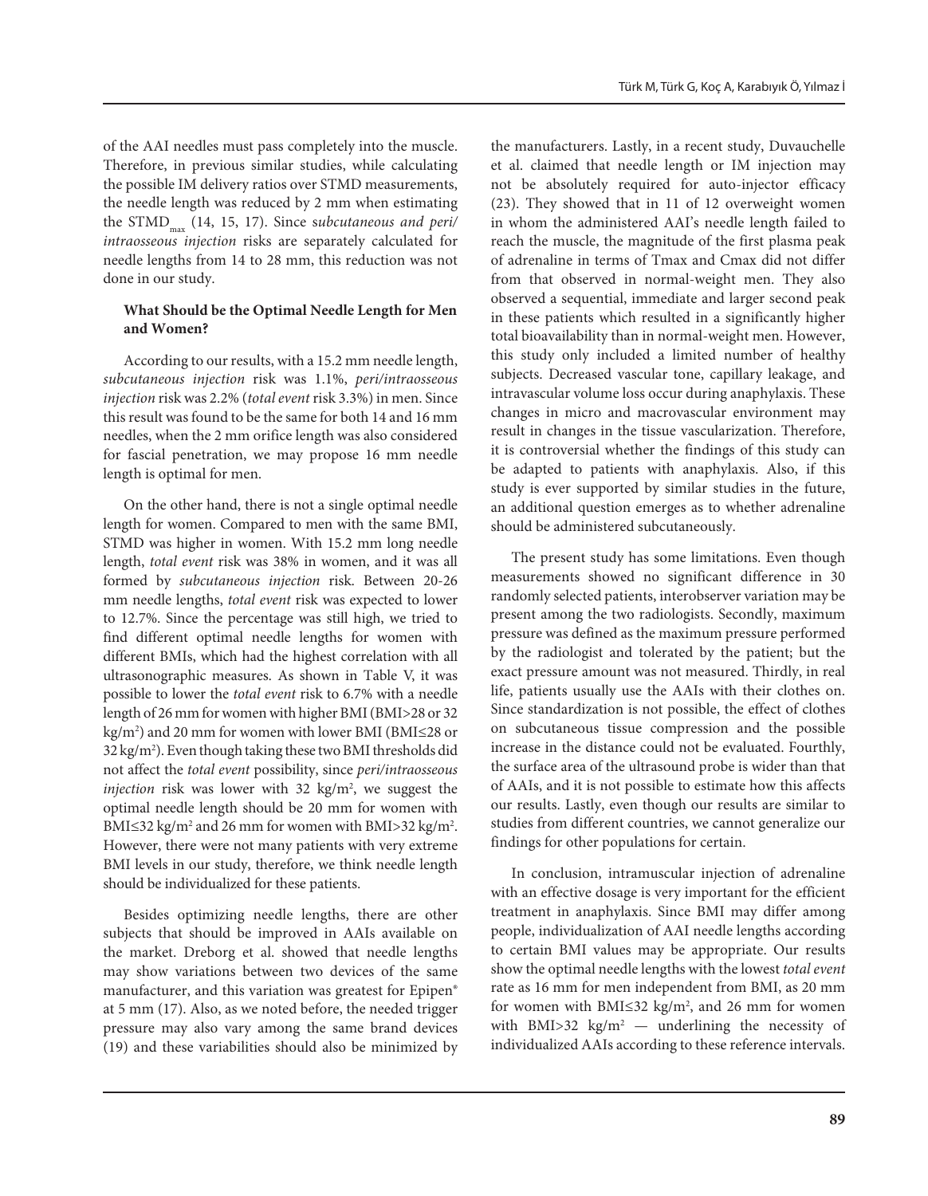of the AAI needles must pass completely into the muscle. Therefore, in previous similar studies, while calculating the possible IM delivery ratios over STMD measurements, the needle length was reduced by 2 mm when estimating the $STMD_{max}$ (14, 15, 17). Since s*ubcutaneous and peri/intraosseous injection* risks are separately calculated for needle lengths from 14 to 28 mm, this reduction was not done in our study.

**What Should be the Optimal Needle Length for Men and Women?**

According to our results, with a 15.2 mm needle length, *subcutaneous injection* risk was 1.1%, *peri/intraosseous injection* risk was 2.2% (*total event* risk 3.3%) in men. Since this result was found to be the same for both 14 and 16 mm needles, when the 2 mm orifice length was also considered for fascial penetration, we may propose 16 mm needle length is optimal for men.

On the other hand, there is not a single optimal needle length for women. Compared to men with the same BMI, STMD was higher in women. With 15.2 mm long needle length, *total event* risk was 38% in women, and it was all formed by *subcutaneous injection* risk. Between 20-26 mm needle lengths, *total event* risk was expected to lower to 12.7%. Since the percentage was still high, we tried to find different optimal needle lengths for women with different BMIs, which had the highest correlation with all ultrasonographic measures. As shown in Table V, it was possible to lower the *total event* risk to 6.7% with a needle length of 26 mm for women with higher BMI (BMI>28 or 32 kg/m$^2$) and 20 mm for women with lower BMI (BMI≤28 or 32 kg/m$^2$). Even though taking these two BMI thresholds did not affect the *total event* possibility, since *peri/intraosseous injection* risk was lower with 32 kg/m$^2$, we suggest the optimal needle length should be 20 mm for women with BMI≤32 kg/m$^2$ and 26 mm for women with BMI>32 kg/m$^2$. However, there were not many patients with very extreme BMI levels in our study, therefore, we think needle length should be individualized for these patients.

Besides optimizing needle lengths, there are other subjects that should be improved in AAIs available on the market. Dreborg et al. showed that needle lengths may show variations between two devices of the same manufacturer, and this variation was greatest for Epipen® at 5 mm (17). Also, as we noted before, the needed trigger pressure may also vary among the same brand devices (19) and these variabilities should also be minimized by the manufacturers. Lastly, in a recent study, Duvauchelle et al. claimed that needle length or IM injection may not be absolutely required for auto-injector efficacy (23). They showed that in 11 of 12 overweight women in whom the administered AAI's needle length failed to reach the muscle, the magnitude of the first plasma peak of adrenaline in terms of Tmax and Cmax did not differ from that observed in normal-weight men. They also observed a sequential, immediate and larger second peak in these patients which resulted in a significantly higher total bioavailability than in normal-weight men. However, this study only included a limited number of healthy subjects. Decreased vascular tone, capillary leakage, and intravascular volume loss occur during anaphylaxis. These changes in micro and macrovascular environment may result in changes in the tissue vascularization. Therefore, it is controversial whether the findings of this study can be adapted to patients with anaphylaxis. Also, if this study is ever supported by similar studies in the future, an additional question emerges as to whether adrenaline should be administered subcutaneously.

The present study has some limitations. Even though measurements showed no significant difference in 30 randomly selected patients, interobserver variation may be present among the two radiologists. Secondly, maximum pressure was defined as the maximum pressure performed by the radiologist and tolerated by the patient; but the exact pressure amount was not measured. Thirdly, in real life, patients usually use the AAIs with their clothes on. Since standardization is not possible, the effect of clothes on subcutaneous tissue compression and the possible increase in the distance could not be evaluated. Fourthly, the surface area of the ultrasound probe is wider than that of AAIs, and it is not possible to estimate how this affects our results. Lastly, even though our results are similar to studies from different countries, we cannot generalize our findings for other populations for certain.

In conclusion, intramuscular injection of adrenaline with an effective dosage is very important for the efficient treatment in anaphylaxis. Since BMI may differ among people, individualization of AAI needle lengths according to certain BMI values may be appropriate. Our results show the optimal needle lengths with the lowest *total event* rate as 16 mm for men independent from BMI, as 20 mm for women with BMI≤32 kg/m$^2$, and 26 mm for women with BMI>32 kg/m$^2$ — underlining the necessity of individualized AAIs according to these reference intervals.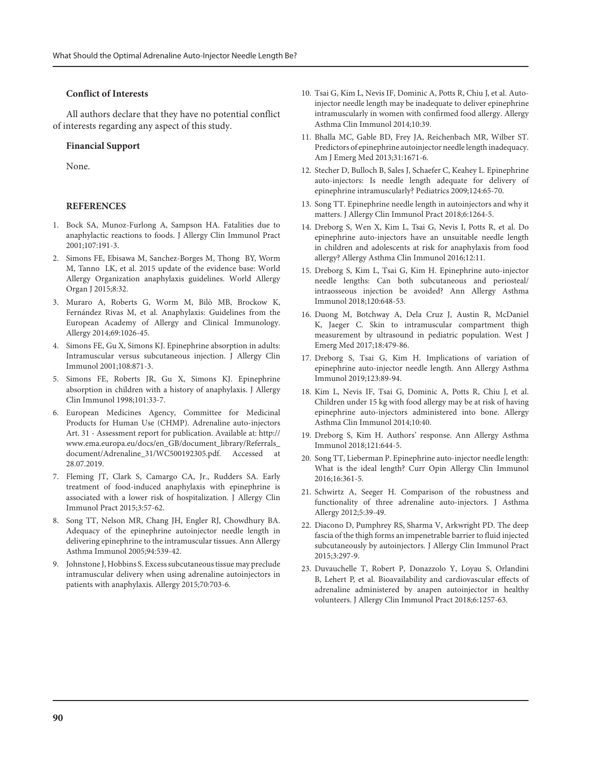### Conflict of Interests

All authors declare that they have no potential conflict of interests regarding any aspect of this study.

### Financial Support

None.

### REFERENCES

1. Bock SA, Munoz-Furlong A, Sampson HA. Fatalities due to anaphylactic reactions to foods. J Allergy Clin Immunol Pract 2001;107:191-3.
2. Simons FE, Ebisawa M, Sanchez-Borges M, Thong BY, Worm M, Tanno LK, et al. 2015 update of the evidence base: World Allergy Organization anaphylaxis guidelines. World Allergy Organ J 2015;8:32.
3. Muraro A, Roberts G, Worm M, Bilò MB, Brockow K, Fernández Rivas M, et al. Anaphylaxis: Guidelines from the European Academy of Allergy and Clinical Immunology. Allergy 2014;69:1026-45.
4. Simons FE, Gu X, Simons KJ. Epinephrine absorption in adults: Intramuscular versus subcutaneous injection. J Allergy Clin Immunol 2001;108:871-3.
5. Simons FE, Roberts JR, Gu X, Simons KJ. Epinephrine absorption in children with a history of anaphylaxis. J Allergy Clin Immunol 1998;101:33-7.
6. European Medicines Agency, Committee for Medicinal Products for Human Use (CHMP). Adrenaline auto-injectors Art. 31 - Assessment report for publication. Available at: http://www.ema.europa.eu/docs/en_GB/document_library/Referrals_document/Adrenaline_31/WC500192305.pdf. Accessed at 28.07.2019.
7. Fleming JT, Clark S, Camargo CA, Jr., Rudders SA. Early treatment of food-induced anaphylaxis with epinephrine is associated with a lower risk of hospitalization. J Allergy Clin Immunol Pract 2015;3:57-62.
8. Song TT, Nelson MR, Chang JH, Engler RJ, Chowdhury BA. Adequacy of the epinephrine autoinjector needle length in delivering epinephrine to the intramuscular tissues. Ann Allergy Asthma Immunol 2005;94:539-42.
9. Johnstone J, Hobbins S. Excess subcutaneous tissue may preclude intramuscular delivery when using adrenaline autoinjectors in patients with anaphylaxis. Allergy 2015;70:703-6.
10. Tsai G, Kim L, Nevis IF, Dominic A, Potts R, Chiu J, et al. Auto-injector needle length may be inadequate to deliver epinephrine intramuscularly in women with confirmed food allergy. Allergy Asthma Clin Immunol 2014;10:39.
11. Bhalla MC, Gable BD, Frey JA, Reichenbach MR, Wilber ST. Predictors of epinephrine autoinjector needle length inadequacy. Am J Emerg Med 2013;31:1671-6.
12. Stecher D, Bulloch B, Sales J, Schaefer C, Keahey L. Epinephrine auto-injectors: Is needle length adequate for delivery of epinephrine intramuscularly? Pediatrics 2009;124:65-70.
13. Song TT. Epinephrine needle length in autoinjectors and why it matters. J Allergy Clin Immunol Pract 2018;6:1264-5.
14. Dreborg S, Wen X, Kim L, Tsai G, Nevis I, Potts R, et al. Do epinephrine auto-injectors have an unsuitable needle length in children and adolescents at risk for anaphylaxis from food allergy? Allergy Asthma Clin Immunol 2016;12:11.
15. Dreborg S, Kim L, Tsai G, Kim H. Epinephrine auto-injector needle lengths: Can both subcutaneous and periosteal/intraosseous injection be avoided? Ann Allergy Asthma Immunol 2018;120:648-53.
16. Duong M, Botchway A, Dela Cruz J, Austin R, McDaniel K, Jaeger C. Skin to intramuscular compartment thigh measurement by ultrasound in pediatric population. West J Emerg Med 2017;18:479-86.
17. Dreborg S, Tsai G, Kim H. Implications of variation of epinephrine auto-injector needle length. Ann Allergy Asthma Immunol 2019;123:89-94.
18. Kim L, Nevis IF, Tsai G, Dominic A, Potts R, Chiu J, et al. Children under 15 kg with food allergy may be at risk of having epinephrine auto-injectors administered into bone. Allergy Asthma Clin Immunol 2014;10:40.
19. Dreborg S, Kim H. Authors' response. Ann Allergy Asthma Immunol 2018;121:644-5.
20. Song TT, Lieberman P. Epinephrine auto-injector needle length: What is the ideal length? Curr Opin Allergy Clin Immunol 2016;16:361-5.
21. Schwirtz A, Seeger H. Comparison of the robustness and functionality of three adrenaline auto-injectors. J Asthma Allergy 2012;5:39-49.
22. Diacono D, Pumphrey RS, Sharma V, Arkwright PD. The deep fascia of the thigh forms an impenetrable barrier to fluid injected subcutaneously by autoinjectors. J Allergy Clin Immunol Pract 2015;3:297-9.
23. Duvauchelle T, Robert P, Donazzolo Y, Loyau S, Orlandini B, Lehert P, et al. Bioavailability and cardiovascular effects of adrenaline administered by anapen autoinjector in healthy volunteers. J Allergy Clin Immunol Pract 2018;6:1257-63.